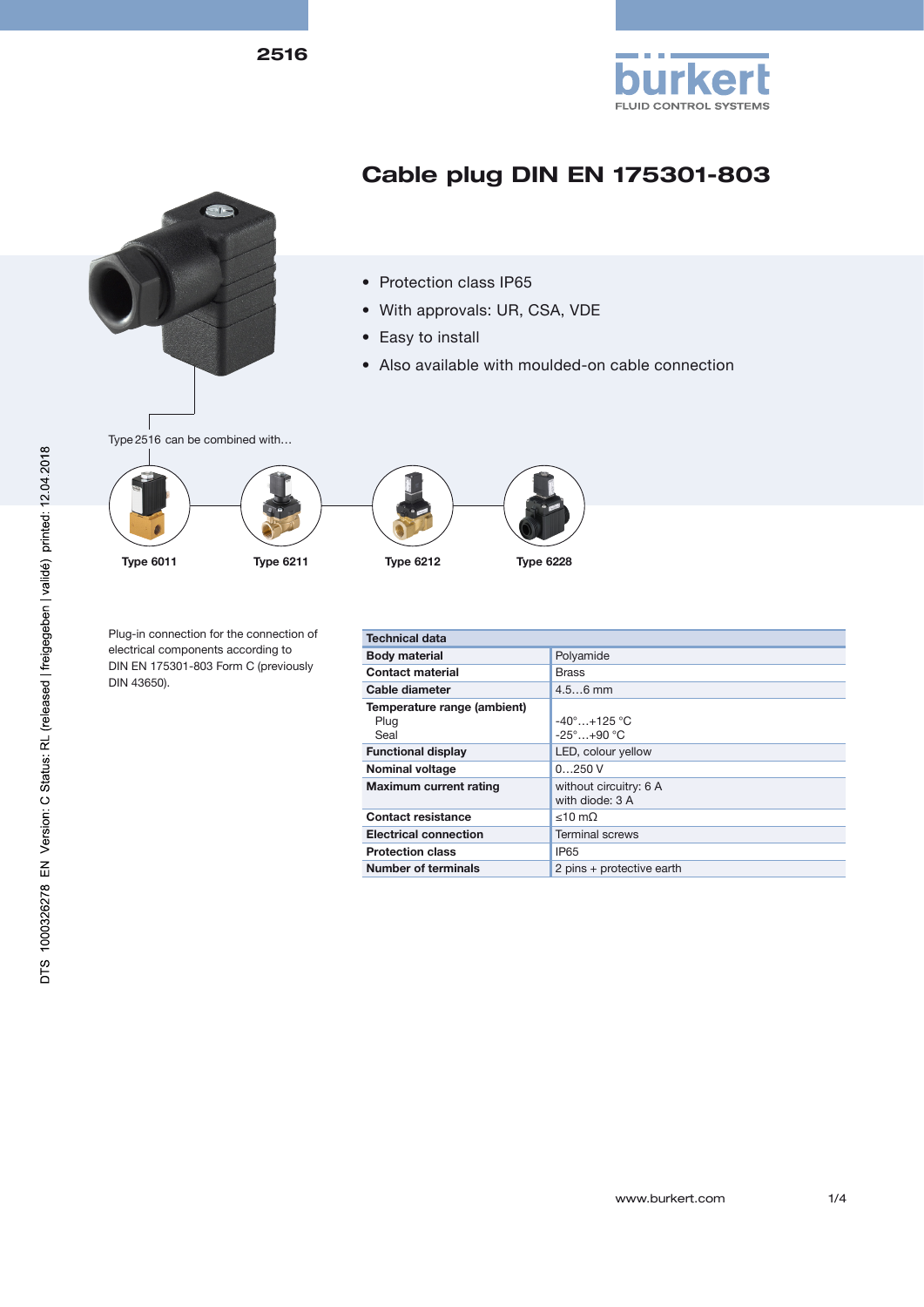2516

# Cable plug DIN EN 175301-803

- Protection class IP65
- With approvals: UR, CSA, VDE
- Easy to install
- Also available with moulded-on cable connection

Type 2516 can be combined with…

**Type 6011** **Type 6211** **Type 6212** **Type 6228**

Plug-in connection for the connection of electrical components according to DIN EN 175301-803 Form C (previously DIN 43650).

| Technical data | |
|---|---|
| **Body material** | Polyamide |
| **Contact material** | Brass |
| **Cable diameter** | 4.5…6 mm |
| **Temperature range (ambient)**<br>Plug<br>Seal | <br>-40°…+125 °C<br>-25°…+90 °C |
| **Functional display** | LED, colour yellow |
| **Nominal voltage** | 0…250 V |
| **Maximum current rating** | without circuitry: 6 A<br>with diode: 3 A |
| **Contact resistance** | ≤10 mΩ |
| **Electrical connection** | Terminal screws |
| **Protection class** | IP65 |
| **Number of terminals** | 2 pins + protective earth |

DTS 1000326278 EN Version: C Status: RL (released | freigegeben | validé) printed: 12.04.2018

www.burkert.com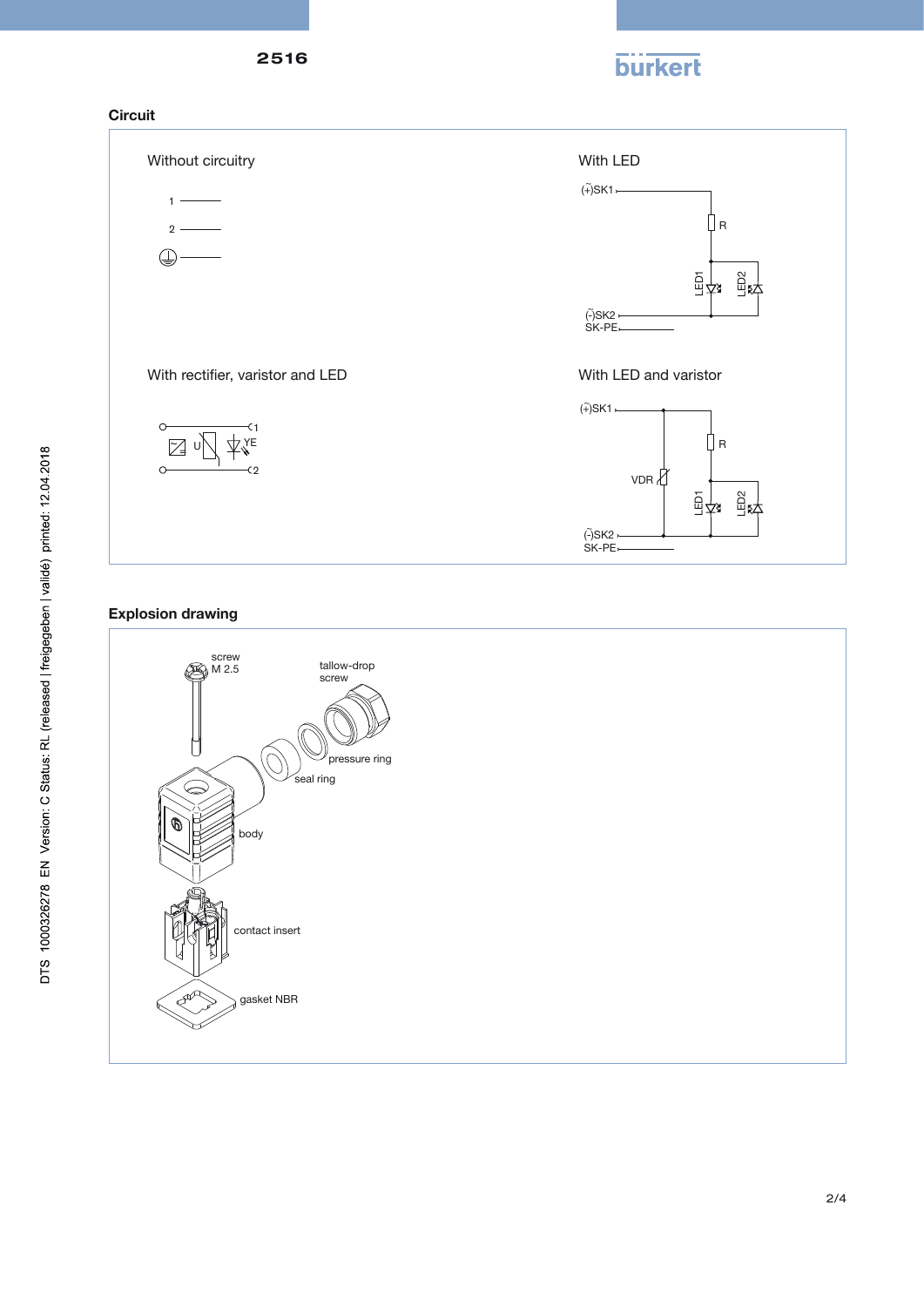## Circuit

Without circuitry

With LED

With rectifier, varistor and LED

With LED and varistor

## Explosion drawing

screw M 2.5

tallow-drop screw

pressure ring

seal ring

body

contact insert

gasket NBR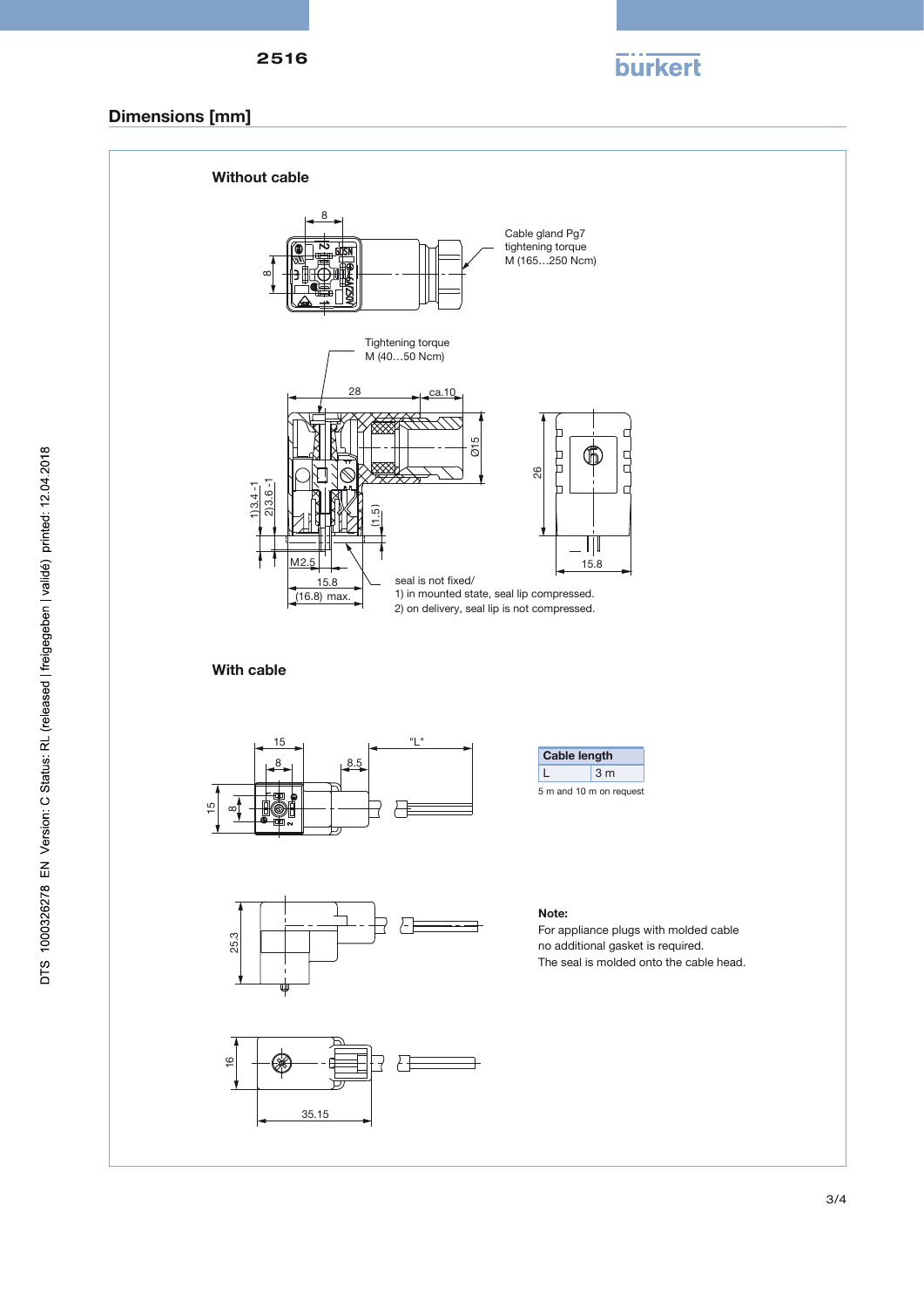## Dimensions [mm]

### Without cable

Cable gland Pg7
tightening torque
M (165…250 Ncm)

Tightening torque
M (40…50 Ncm)

seal is not fixed/
1) in mounted state, seal lip compressed.
2) on delivery, seal lip is not compressed.

### With cable

| Cable length | |
|---|---|
| L | 3 m |

5 m and 10 m on request

**Note:**
For appliance plugs with molded cable
no additional gasket is required.
The seal is molded onto the cable head.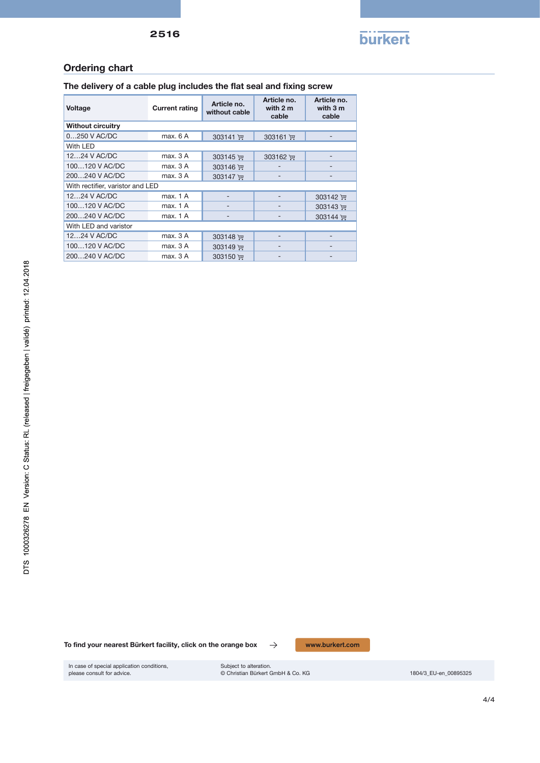## Ordering chart

### The delivery of a cable plug includes the flat seal and fixing screw

| Voltage | Current rating | Article no. without cable | Article no. with 2 m cable | Article no. with 3 m cable |
|---|---|---|---|---|
| **Without circuitry** | | | | |
| 0…250 V AC/DC | max. 6 A | 303141 | 303161 | - |
| With LED | | | | |
| 12…24 V AC/DC | max. 3 A | 303145 | 303162 | - |
| 100…120 V AC/DC | max. 3 A | 303146 | - | - |
| 200…240 V AC/DC | max. 3 A | 303147 | - | - |
| With rectifier, varistor and LED | | | | |
| 12…24 V AC/DC | max. 1 A | - | - | 303142 |
| 100…120 V AC/DC | max. 1 A | - | - | 303143 |
| 200…240 V AC/DC | max. 1 A | - | - | 303144 |
| With LED and varistor | | | | |
| 12…24 V AC/DC | max. 3 A | 303148 | - | - |
| 100…120 V AC/DC | max. 3 A | 303149 | - | - |
| 200…240 V AC/DC | max. 3 A | 303150 | - | - |

DTS 1000326278 EN Version: C Status: RL (released | freigegeben | validé) printed: 12.04.2018

**To find your nearest Bürkert facility, click on the orange box** → www.burkert.com

In case of special application conditions, please consult for advice.

Subject to alteration.
© Christian Bürkert GmbH & Co. KG

1804/3_EU-en_00895325